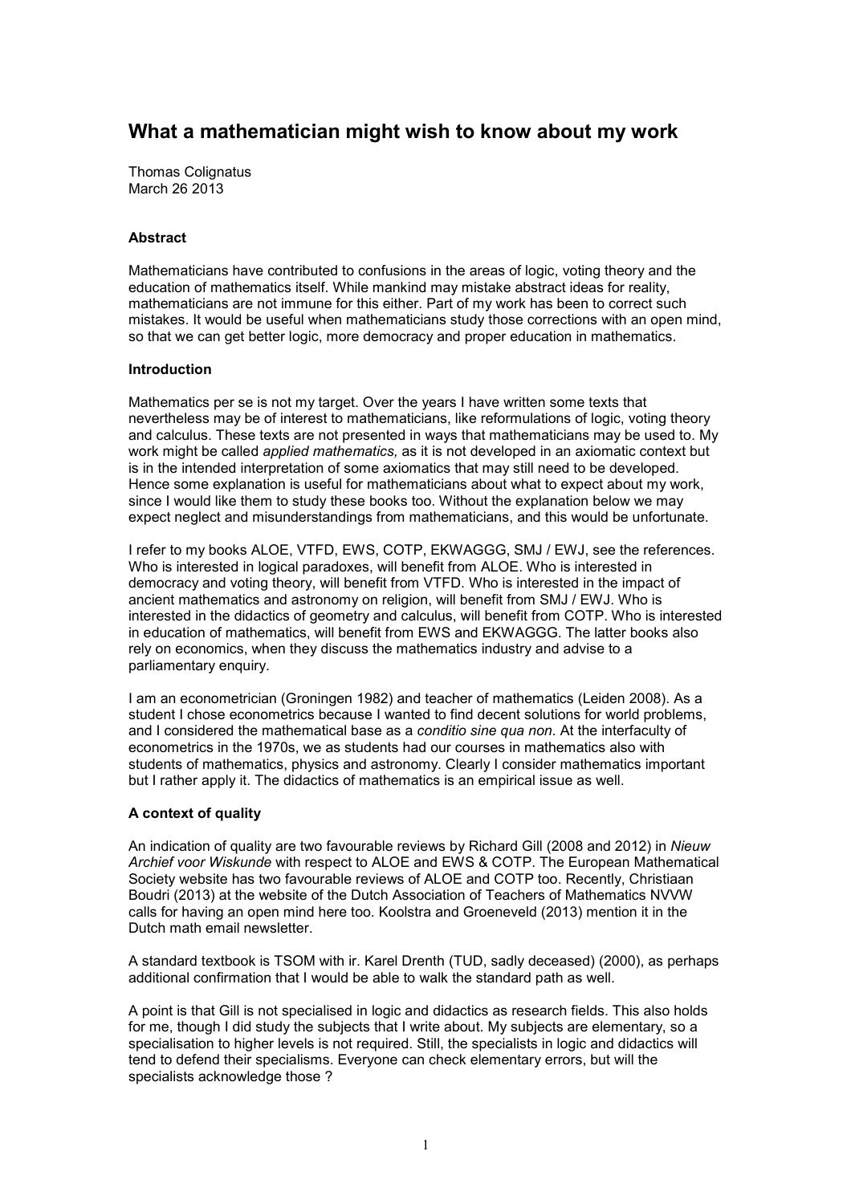# What a mathematician might wish to know about my work

Thomas Colignatus
March 26 2013

### Abstract

Mathematicians have contributed to confusions in the areas of logic, voting theory and the education of mathematics itself. While mankind may mistake abstract ideas for reality, mathematicians are not immune for this either. Part of my work has been to correct such mistakes. It would be useful when mathematicians study those corrections with an open mind, so that we can get better logic, more democracy and proper education in mathematics.

### Introduction

Mathematics per se is not my target. Over the years I have written some texts that nevertheless may be of interest to mathematicians, like reformulations of logic, voting theory and calculus. These texts are not presented in ways that mathematicians may be used to. My work might be called *applied mathematics,* as it is not developed in an axiomatic context but is in the intended interpretation of some axiomatics that may still need to be developed. Hence some explanation is useful for mathematicians about what to expect about my work, since I would like them to study these books too. Without the explanation below we may expect neglect and misunderstandings from mathematicians, and this would be unfortunate.

I refer to my books ALOE, VTFD, EWS, COTP, EKWAGGG, SMJ / EWJ, see the references. Who is interested in logical paradoxes, will benefit from ALOE. Who is interested in democracy and voting theory, will benefit from VTFD. Who is interested in the impact of ancient mathematics and astronomy on religion, will benefit from SMJ / EWJ. Who is interested in the didactics of geometry and calculus, will benefit from COTP. Who is interested in education of mathematics, will benefit from EWS and EKWAGGG. The latter books also rely on economics, when they discuss the mathematics industry and advise to a parliamentary enquiry.

I am an econometrician (Groningen 1982) and teacher of mathematics (Leiden 2008). As a student I chose econometrics because I wanted to find decent solutions for world problems, and I considered the mathematical base as a *conditio sine qua non*. At the interfaculty of econometrics in the 1970s, we as students had our courses in mathematics also with students of mathematics, physics and astronomy. Clearly I consider mathematics important but I rather apply it. The didactics of mathematics is an empirical issue as well.

### A context of quality

An indication of quality are two favourable reviews by Richard Gill (2008 and 2012) in *Nieuw Archief voor Wiskunde* with respect to ALOE and EWS & COTP. The European Mathematical Society website has two favourable reviews of ALOE and COTP too. Recently, Christiaan Boudri (2013) at the website of the Dutch Association of Teachers of Mathematics NVVW calls for having an open mind here too. Koolstra and Groeneveld (2013) mention it in the Dutch math email newsletter.

A standard textbook is TSOM with ir. Karel Drenth (TUD, sadly deceased) (2000), as perhaps additional confirmation that I would be able to walk the standard path as well.

A point is that Gill is not specialised in logic and didactics as research fields. This also holds for me, though I did study the subjects that I write about. My subjects are elementary, so a specialisation to higher levels is not required. Still, the specialists in logic and didactics will tend to defend their specialisms. Everyone can check elementary errors, but will the specialists acknowledge those ?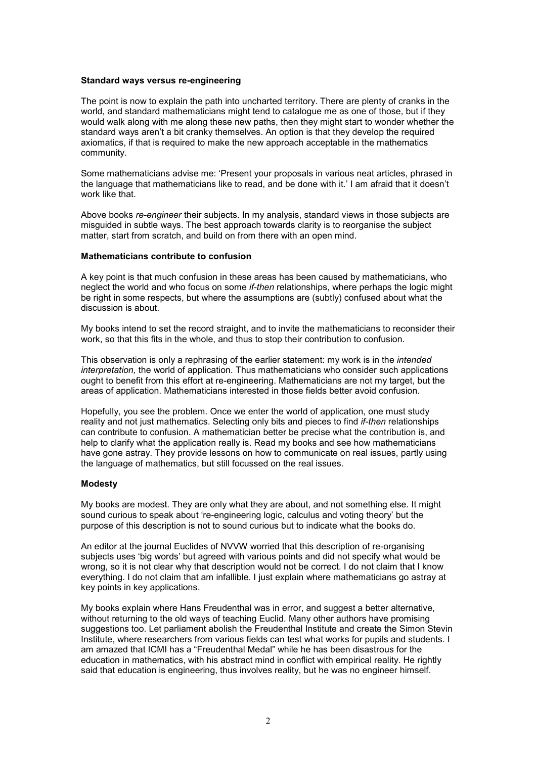**Standard ways versus re-engineering**

The point is now to explain the path into uncharted territory. There are plenty of cranks in the world, and standard mathematicians might tend to catalogue me as one of those, but if they would walk along with me along these new paths, then they might start to wonder whether the standard ways aren't a bit cranky themselves. An option is that they develop the required axiomatics, if that is required to make the new approach acceptable in the mathematics community.

Some mathematicians advise me: 'Present your proposals in various neat articles, phrased in the language that mathematicians like to read, and be done with it.' I am afraid that it doesn't work like that.

Above books *re-engineer* their subjects. In my analysis, standard views in those subjects are misguided in subtle ways. The best approach towards clarity is to reorganise the subject matter, start from scratch, and build on from there with an open mind.

**Mathematicians contribute to confusion**

A key point is that much confusion in these areas has been caused by mathematicians, who neglect the world and who focus on some *if-then* relationships, where perhaps the logic might be right in some respects, but where the assumptions are (subtly) confused about what the discussion is about.

My books intend to set the record straight, and to invite the mathematicians to reconsider their work, so that this fits in the whole, and thus to stop their contribution to confusion.

This observation is only a rephrasing of the earlier statement: my work is in the *intended interpretation,* the world of application. Thus mathematicians who consider such applications ought to benefit from this effort at re-engineering. Mathematicians are not my target, but the areas of application. Mathematicians interested in those fields better avoid confusion.

Hopefully, you see the problem. Once we enter the world of application, one must study reality and not just mathematics. Selecting only bits and pieces to find *if-then* relationships can contribute to confusion. A mathematician better be precise what the contribution is, and help to clarify what the application really is. Read my books and see how mathematicians have gone astray. They provide lessons on how to communicate on real issues, partly using the language of mathematics, but still focussed on the real issues.

**Modesty**

My books are modest. They are only what they are about, and not something else. It might sound curious to speak about 're-engineering logic, calculus and voting theory' but the purpose of this description is not to sound curious but to indicate what the books do.

An editor at the journal Euclides of NVVW worried that this description of re-organising subjects uses 'big words' but agreed with various points and did not specify what would be wrong, so it is not clear why that description would not be correct. I do not claim that I know everything. I do not claim that am infallible. I just explain where mathematicians go astray at key points in key applications.

My books explain where Hans Freudenthal was in error, and suggest a better alternative, without returning to the old ways of teaching Euclid. Many other authors have promising suggestions too. Let parliament abolish the Freudenthal Institute and create the Simon Stevin Institute, where researchers from various fields can test what works for pupils and students. I am amazed that ICMI has a "Freudenthal Medal" while he has been disastrous for the education in mathematics, with his abstract mind in conflict with empirical reality. He rightly said that education is engineering, thus involves reality, but he was no engineer himself.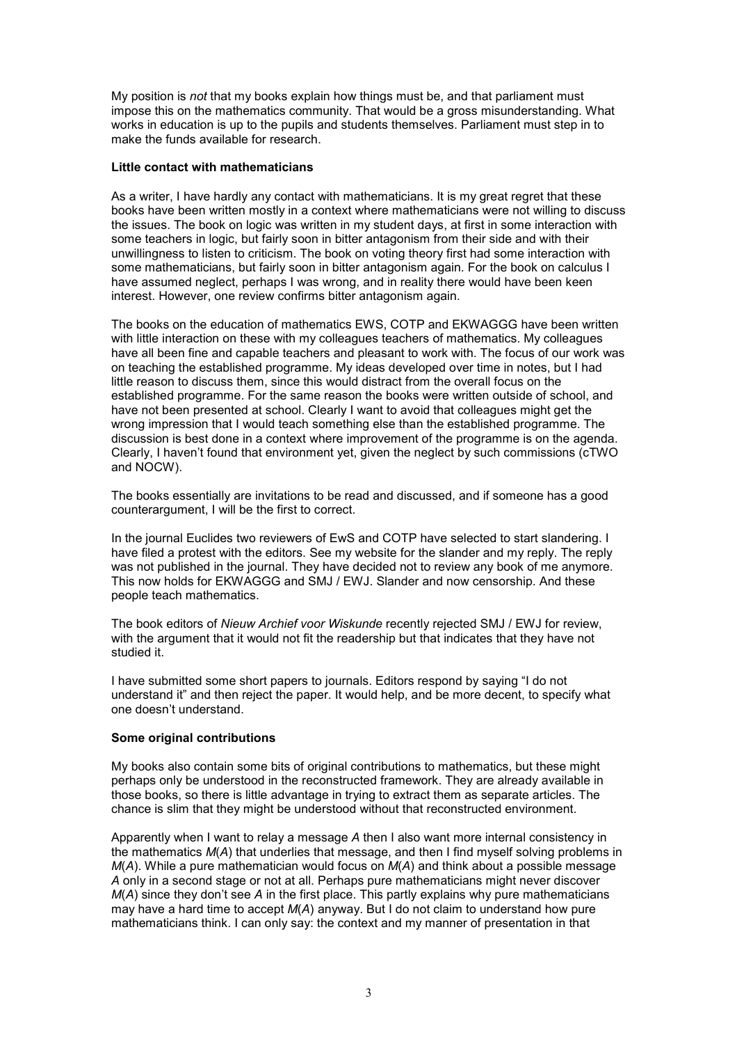My position is *not* that my books explain how things must be, and that parliament must impose this on the mathematics community. That would be a gross misunderstanding. What works in education is up to the pupils and students themselves. Parliament must step in to make the funds available for research.

**Little contact with mathematicians**

As a writer, I have hardly any contact with mathematicians. It is my great regret that these books have been written mostly in a context where mathematicians were not willing to discuss the issues. The book on logic was written in my student days, at first in some interaction with some teachers in logic, but fairly soon in bitter antagonism from their side and with their unwillingness to listen to criticism. The book on voting theory first had some interaction with some mathematicians, but fairly soon in bitter antagonism again. For the book on calculus I have assumed neglect, perhaps I was wrong, and in reality there would have been keen interest. However, one review confirms bitter antagonism again.

The books on the education of mathematics EWS, COTP and EKWAGGG have been written with little interaction on these with my colleagues teachers of mathematics. My colleagues have all been fine and capable teachers and pleasant to work with. The focus of our work was on teaching the established programme. My ideas developed over time in notes, but I had little reason to discuss them, since this would distract from the overall focus on the established programme. For the same reason the books were written outside of school, and have not been presented at school. Clearly I want to avoid that colleagues might get the wrong impression that I would teach something else than the established programme. The discussion is best done in a context where improvement of the programme is on the agenda. Clearly, I haven't found that environment yet, given the neglect by such commissions (cTWO and NOCW).

The books essentially are invitations to be read and discussed, and if someone has a good counterargument, I will be the first to correct.

In the journal Euclides two reviewers of EwS and COTP have selected to start slandering. I have filed a protest with the editors. See my website for the slander and my reply. The reply was not published in the journal. They have decided not to review any book of me anymore. This now holds for EKWAGGG and SMJ / EWJ. Slander and now censorship. And these people teach mathematics.

The book editors of *Nieuw Archief voor Wiskunde* recently rejected SMJ / EWJ for review, with the argument that it would not fit the readership but that indicates that they have not studied it.

I have submitted some short papers to journals. Editors respond by saying "I do not understand it" and then reject the paper. It would help, and be more decent, to specify what one doesn't understand.

**Some original contributions**

My books also contain some bits of original contributions to mathematics, but these might perhaps only be understood in the reconstructed framework. They are already available in those books, so there is little advantage in trying to extract them as separate articles. The chance is slim that they might be understood without that reconstructed environment.

Apparently when I want to relay a message $A$ then I also want more internal consistency in the mathematics $M(A)$ that underlies that message, and then I find myself solving problems in $M(A)$. While a pure mathematician would focus on $M(A)$ and think about a possible message $A$ only in a second stage or not at all. Perhaps pure mathematicians might never discover $M(A)$ since they don't see $A$ in the first place. This partly explains why pure mathematicians may have a hard time to accept $M(A)$ anyway. But I do not claim to understand how pure mathematicians think. I can only say: the context and my manner of presentation in that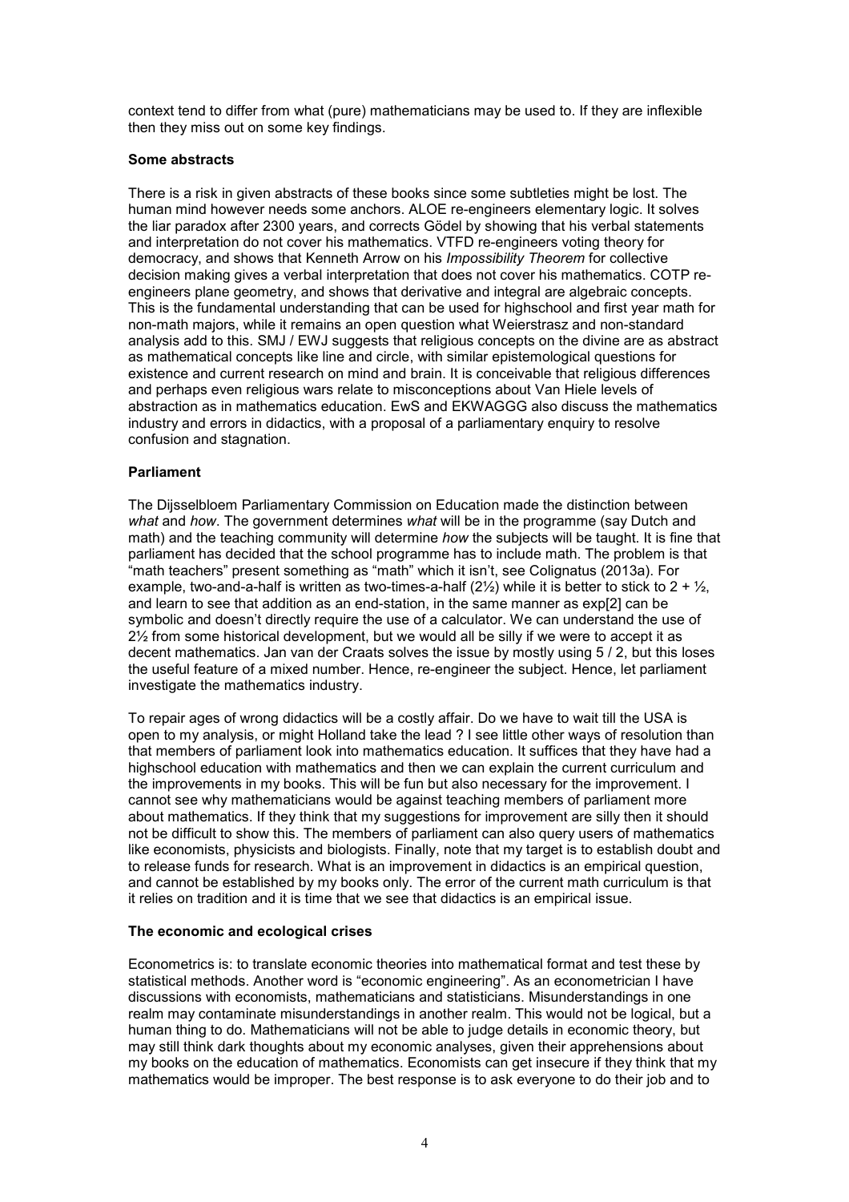context tend to differ from what (pure) mathematicians may be used to. If they are inflexible then they miss out on some key findings.

**Some abstracts**

There is a risk in given abstracts of these books since some subtleties might be lost. The human mind however needs some anchors. ALOE re-engineers elementary logic. It solves the liar paradox after 2300 years, and corrects Gödel by showing that his verbal statements and interpretation do not cover his mathematics. VTFD re-engineers voting theory for democracy, and shows that Kenneth Arrow on his *Impossibility Theorem* for collective decision making gives a verbal interpretation that does not cover his mathematics. COTP re-engineers plane geometry, and shows that derivative and integral are algebraic concepts. This is the fundamental understanding that can be used for highschool and first year math for non-math majors, while it remains an open question what Weierstrasz and non-standard analysis add to this. SMJ / EWJ suggests that religious concepts on the divine are as abstract as mathematical concepts like line and circle, with similar epistemological questions for existence and current research on mind and brain. It is conceivable that religious differences and perhaps even religious wars relate to misconceptions about Van Hiele levels of abstraction as in mathematics education. EwS and EKWAGGG also discuss the mathematics industry and errors in didactics, with a proposal of a parliamentary enquiry to resolve confusion and stagnation.

**Parliament**

The Dijsselbloem Parliamentary Commission on Education made the distinction between *what* and *how*. The government determines *what* will be in the programme (say Dutch and math) and the teaching community will determine *how* the subjects will be taught. It is fine that parliament has decided that the school programme has to include math. The problem is that "math teachers" present something as "math" which it isn't, see Colignatus (2013a). For example, two-and-a-half is written as two-times-a-half ($2½$) while it is better to stick to $2 + ½$, and learn to see that addition as an end-station, in the same manner as exp[2] can be symbolic and doesn't directly require the use of a calculator. We can understand the use of $2½$ from some historical development, but we would all be silly if we were to accept it as decent mathematics. Jan van der Craats solves the issue by mostly using 5 / 2, but this loses the useful feature of a mixed number. Hence, re-engineer the subject. Hence, let parliament investigate the mathematics industry.

To repair ages of wrong didactics will be a costly affair. Do we have to wait till the USA is open to my analysis, or might Holland take the lead ? I see little other ways of resolution than that members of parliament look into mathematics education. It suffices that they have had a highschool education with mathematics and then we can explain the current curriculum and the improvements in my books. This will be fun but also necessary for the improvement. I cannot see why mathematicians would be against teaching members of parliament more about mathematics. If they think that my suggestions for improvement are silly then it should not be difficult to show this. The members of parliament can also query users of mathematics like economists, physicists and biologists. Finally, note that my target is to establish doubt and to release funds for research. What is an improvement in didactics is an empirical question, and cannot be established by my books only. The error of the current math curriculum is that it relies on tradition and it is time that we see that didactics is an empirical issue.

**The economic and ecological crises**

Econometrics is: to translate economic theories into mathematical format and test these by statistical methods. Another word is "economic engineering". As an econometrician I have discussions with economists, mathematicians and statisticians. Misunderstandings in one realm may contaminate misunderstandings in another realm. This would not be logical, but a human thing to do. Mathematicians will not be able to judge details in economic theory, but may still think dark thoughts about my economic analyses, given their apprehensions about my books on the education of mathematics. Economists can get insecure if they think that my mathematics would be improper. The best response is to ask everyone to do their job and to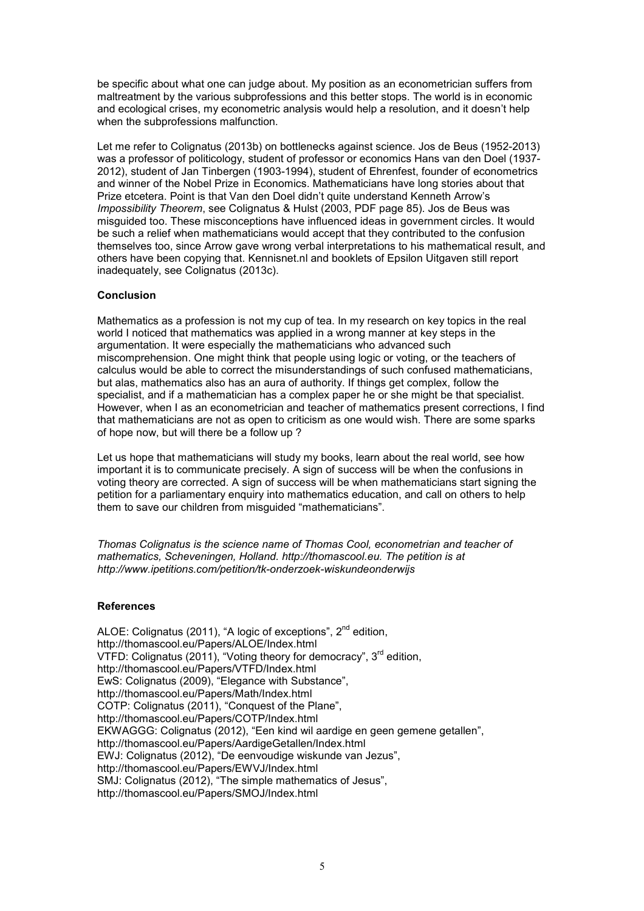be specific about what one can judge about. My position as an econometrician suffers from maltreatment by the various subprofessions and this better stops. The world is in economic and ecological crises, my econometric analysis would help a resolution, and it doesn't help when the subprofessions malfunction.

Let me refer to Colignatus (2013b) on bottlenecks against science. Jos de Beus (1952-2013) was a professor of politicology, student of professor or economics Hans van den Doel (1937-2012), student of Jan Tinbergen (1903-1994), student of Ehrenfest, founder of econometrics and winner of the Nobel Prize in Economics. Mathematicians have long stories about that Prize etcetera. Point is that Van den Doel didn't quite understand Kenneth Arrow's *Impossibility Theorem*, see Colignatus & Hulst (2003, PDF page 85). Jos de Beus was misguided too. These misconceptions have influenced ideas in government circles. It would be such a relief when mathematicians would accept that they contributed to the confusion themselves too, since Arrow gave wrong verbal interpretations to his mathematical result, and others have been copying that. Kennisnet.nl and booklets of Epsilon Uitgaven still report inadequately, see Colignatus (2013c).

**Conclusion**

Mathematics as a profession is not my cup of tea. In my research on key topics in the real world I noticed that mathematics was applied in a wrong manner at key steps in the argumentation. It were especially the mathematicians who advanced such miscomprehension. One might think that people using logic or voting, or the teachers of calculus would be able to correct the misunderstandings of such confused mathematicians, but alas, mathematics also has an aura of authority. If things get complex, follow the specialist, and if a mathematician has a complex paper he or she might be that specialist. However, when I as an econometrician and teacher of mathematics present corrections, I find that mathematicians are not as open to criticism as one would wish. There are some sparks of hope now, but will there be a follow up ?

Let us hope that mathematicians will study my books, learn about the real world, see how important it is to communicate precisely. A sign of success will be when the confusions in voting theory are corrected. A sign of success will be when mathematicians start signing the petition for a parliamentary enquiry into mathematics education, and call on others to help them to save our children from misguided "mathematicians".

*Thomas Colignatus is the science name of Thomas Cool, econometrian and teacher of mathematics, Scheveningen, Holland. http://thomascool.eu. The petition is at http://www.ipetitions.com/petition/tk-onderzoek-wiskundeonderwijs*

**References**

ALOE: Colignatus (2011), "A logic of exceptions", 2nd edition, http://thomascool.eu/Papers/ALOE/Index.html
VTFD: Colignatus (2011), "Voting theory for democracy", 3rd edition, http://thomascool.eu/Papers/VTFD/Index.html
EwS: Colignatus (2009), "Elegance with Substance", http://thomascool.eu/Papers/Math/Index.html
COTP: Colignatus (2011), "Conquest of the Plane", http://thomascool.eu/Papers/COTP/Index.html
EKWAGGG: Colignatus (2012), "Een kind wil aardige en geen gemene getallen", http://thomascool.eu/Papers/AardigeGetallen/Index.html
EWJ: Colignatus (2012), "De eenvoudige wiskunde van Jezus", http://thomascool.eu/Papers/EWVJ/Index.html
SMJ: Colignatus (2012), "The simple mathematics of Jesus", http://thomascool.eu/Papers/SMOJ/Index.html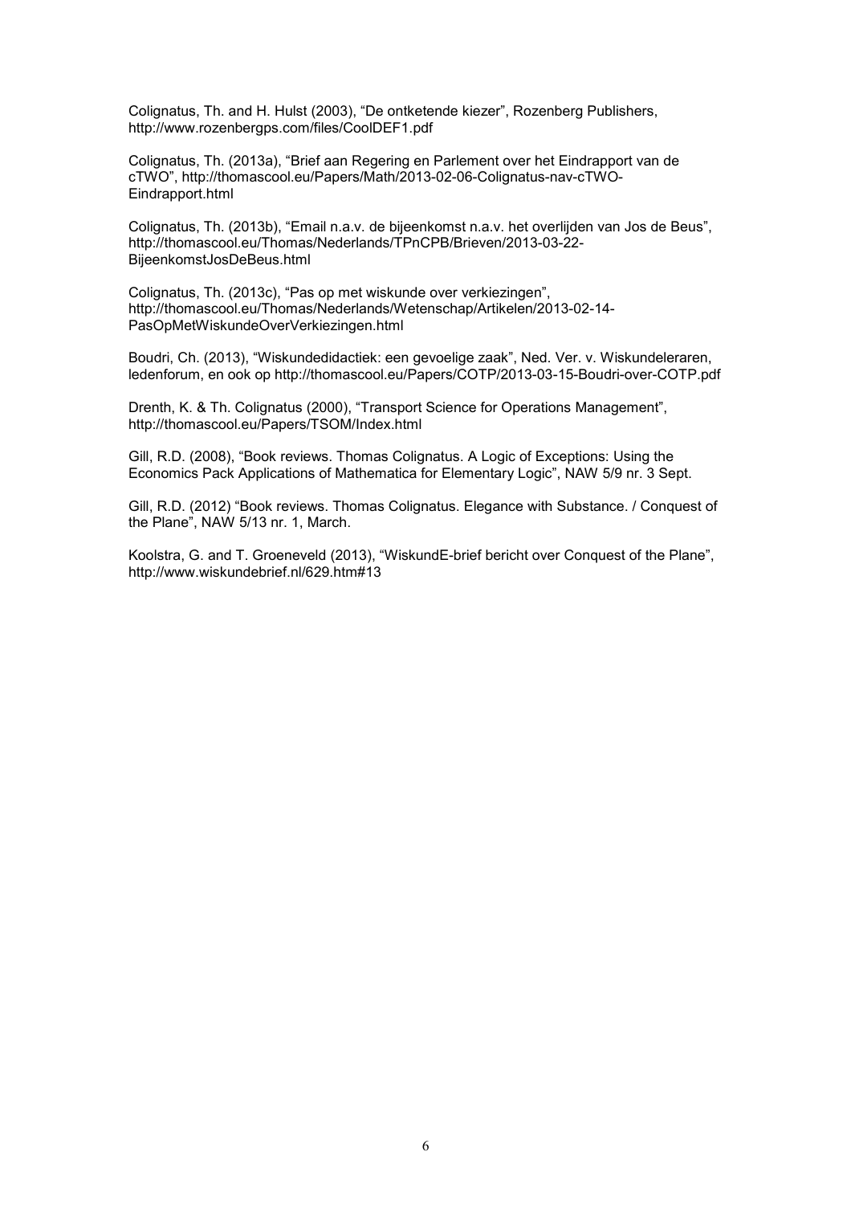Colignatus, Th. and H. Hulst (2003), "De ontketende kiezer", Rozenberg Publishers, http://www.rozenbergps.com/files/CoolDEF1.pdf

Colignatus, Th. (2013a), "Brief aan Regering en Parlement over het Eindrapport van de cTWO", http://thomascool.eu/Papers/Math/2013-02-06-Colignatus-nav-cTWO-Eindrapport.html

Colignatus, Th. (2013b), "Email n.a.v. de bijeenkomst n.a.v. het overlijden van Jos de Beus", http://thomascool.eu/Thomas/Nederlands/TPnCPB/Brieven/2013-03-22-BijeenkomstJosDeBeus.html

Colignatus, Th. (2013c), "Pas op met wiskunde over verkiezingen", http://thomascool.eu/Thomas/Nederlands/Wetenschap/Artikelen/2013-02-14-PasOpMetWiskundeOverVerkiezingen.html

Boudri, Ch. (2013), "Wiskundedidactiek: een gevoelige zaak", Ned. Ver. v. Wiskundeleraren, ledenforum, en ook op http://thomascool.eu/Papers/COTP/2013-03-15-Boudri-over-COTP.pdf

Drenth, K. & Th. Colignatus (2000), "Transport Science for Operations Management", http://thomascool.eu/Papers/TSOM/Index.html

Gill, R.D. (2008), "Book reviews. Thomas Colignatus. A Logic of Exceptions: Using the Economics Pack Applications of Mathematica for Elementary Logic", NAW 5/9 nr. 3 Sept.

Gill, R.D. (2012) "Book reviews. Thomas Colignatus. Elegance with Substance. / Conquest of the Plane", NAW 5/13 nr. 1, March.

Koolstra, G. and T. Groeneveld (2013), "WiskundE-brief bericht over Conquest of the Plane", http://www.wiskundebrief.nl/629.htm#13